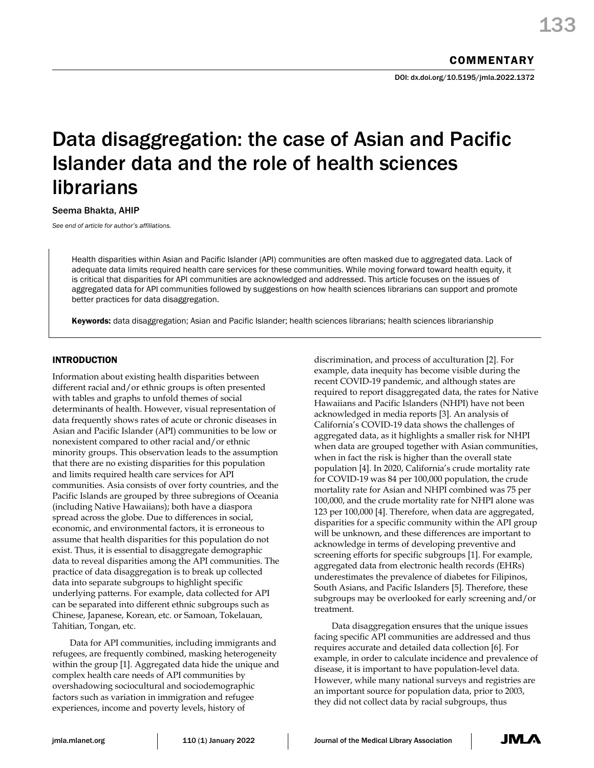COMMENTARY

DOI: dx.doi.org/10.5195/jmla.2022.1372

# Data disaggregation: the case of Asian and Pacific Islander data and the role of health sciences librarians

Seema Bhakta, AHIP

*See end of article for author's affiliations.*

Health disparities within Asian and Pacific Islander (API) communities are often masked due to aggregated data. Lack of adequate data limits required health care services for these communities. While moving forward toward health equity, it is critical that disparities for API communities are acknowledged and addressed. This article focuses on the issues of aggregated data for API communities followed by suggestions on how health sciences librarians can support and promote better practices for data disaggregation.

**Keywords:** data disaggregation; Asian and Pacific Islander; health sciences librarians; health sciences librarianship

## INTRODUCTION

Information about existing health disparities between different racial and/or ethnic groups is often presented with tables and graphs to unfold themes of social determinants of health. However, visual representation of data frequently shows rates of acute or chronic diseases in Asian and Pacific Islander (API) communities to be low or nonexistent compared to other racial and/or ethnic minority groups. This observation leads to the assumption that there are no existing disparities for this population and limits required health care services for API communities. Asia consists of over forty countries, and the Pacific Islands are grouped by three subregions of Oceania (including Native Hawaiians); both have a diaspora spread across the globe. Due to differences in social, economic, and environmental factors, it is erroneous to assume that health disparities for this population do not exist. Thus, it is essential to disaggregate demographic data to reveal disparities among the API communities. The practice of data disaggregation is to break up collected data into separate subgroups to highlight specific underlying patterns. For example, data collected for API can be separated into different ethnic subgroups such as Chinese, Japanese, Korean, etc. or Samoan, Tokelauan, Tahitian, Tongan, etc.

Data for API communities, including immigrants and refugees, are frequently combined, masking heterogeneity within the group [1]. Aggregated data hide the unique and complex health care needs of API communities by overshadowing sociocultural and sociodemographic factors such as variation in immigration and refugee experiences, income and poverty levels, history of discrimination, and process of acculturation [2]. For example, data inequity has become visible during the recent COVID-19 pandemic, and although states are required to report disaggregated data, the rates for Native Hawaiians and Pacific Islanders (NHPI) have not been acknowledged in media reports [3]. An analysis of California's COVID-19 data shows the challenges of aggregated data, as it highlights a smaller risk for NHPI when data are grouped together with Asian communities, when in fact the risk is higher than the overall state population [4]. In 2020, California's crude mortality rate for COVID-19 was 84 per 100,000 population, the crude mortality rate for Asian and NHPI combined was 75 per 100,000, and the crude mortality rate for NHPI alone was 123 per 100,000 [4]. Therefore, when data are aggregated, disparities for a specific community within the API group will be unknown, and these differences are important to acknowledge in terms of developing preventive and screening efforts for specific subgroups [1]. For example, aggregated data from electronic health records (EHRs) underestimates the prevalence of diabetes for Filipinos, South Asians, and Pacific Islanders [5]. Therefore, these subgroups may be overlooked for early screening and/or treatment.

Data disaggregation ensures that the unique issues facing specific API communities are addressed and thus requires accurate and detailed data collection [6]. For example, in order to calculate incidence and prevalence of disease, it is important to have population-level data. However, while many national surveys and registries are an important source for population data, prior to 2003, they did not collect data by racial subgroups, thus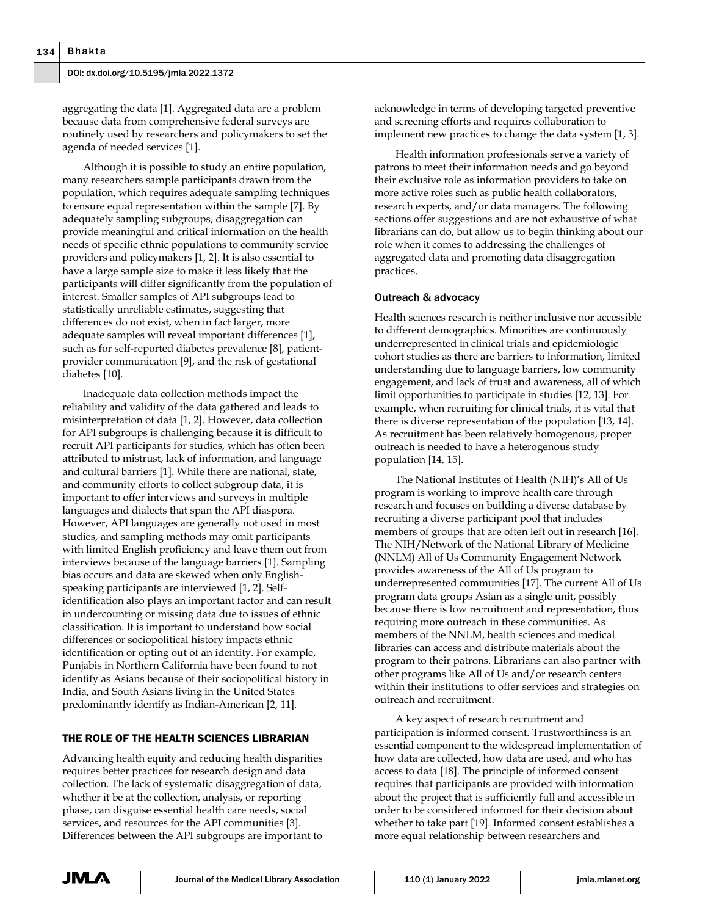aggregating the data [1]. Aggregated data are a problem because data from comprehensive federal surveys are routinely used by researchers and policymakers to set the agenda of needed services [1].

Although it is possible to study an entire population, many researchers sample participants drawn from the population, which requires adequate sampling techniques to ensure equal representation within the sample [7]. By adequately sampling subgroups, disaggregation can provide meaningful and critical information on the health needs of specific ethnic populations to community service providers and policymakers [1, 2]. It is also essential to have a large sample size to make it less likely that the participants will differ significantly from the population of interest. Smaller samples of API subgroups lead to statistically unreliable estimates, suggesting that differences do not exist, when in fact larger, more adequate samples will reveal important differences [1], such as for self-reported diabetes prevalence [8], patient-provider communication [9], and the risk of gestational diabetes [10].

Inadequate data collection methods impact the reliability and validity of the data gathered and leads to misinterpretation of data [1, 2]. However, data collection for API subgroups is challenging because it is difficult to recruit API participants for studies, which has often been attributed to mistrust, lack of information, and language and cultural barriers [1]. While there are national, state, and community efforts to collect subgroup data, it is important to offer interviews and surveys in multiple languages and dialects that span the API diaspora. However, API languages are generally not used in most studies, and sampling methods may omit participants with limited English proficiency and leave them out from interviews because of the language barriers [1]. Sampling bias occurs and data are skewed when only English-speaking participants are interviewed [1, 2]. Self-identification also plays an important factor and can result in undercounting or missing data due to issues of ethnic classification. It is important to understand how social differences or sociopolitical history impacts ethnic identification or opting out of an identity. For example, Punjabis in Northern California have been found to not identify as Asians because of their sociopolitical history in India, and South Asians living in the United States predominantly identify as Indian-American [2, 11].

## THE ROLE OF THE HEALTH SCIENCES LIBRARIAN

Advancing health equity and reducing health disparities requires better practices for research design and data collection. The lack of systematic disaggregation of data, whether it be at the collection, analysis, or reporting phase, can disguise essential health care needs, social services, and resources for the API communities [3]. Differences between the API subgroups are important to acknowledge in terms of developing targeted preventive and screening efforts and requires collaboration to implement new practices to change the data system [1, 3].

Health information professionals serve a variety of patrons to meet their information needs and go beyond their exclusive role as information providers to take on more active roles such as public health collaborators, research experts, and/or data managers. The following sections offer suggestions and are not exhaustive of what librarians can do, but allow us to begin thinking about our role when it comes to addressing the challenges of aggregated data and promoting data disaggregation practices.

### Outreach & advocacy

Health sciences research is neither inclusive nor accessible to different demographics. Minorities are continuously underrepresented in clinical trials and epidemiologic cohort studies as there are barriers to information, limited understanding due to language barriers, low community engagement, and lack of trust and awareness, all of which limit opportunities to participate in studies [12, 13]. For example, when recruiting for clinical trials, it is vital that there is diverse representation of the population [13, 14]. As recruitment has been relatively homogenous, proper outreach is needed to have a heterogenous study population [14, 15].

The National Institutes of Health (NIH)'s All of Us program is working to improve health care through research and focuses on building a diverse database by recruiting a diverse participant pool that includes members of groups that are often left out in research [16]. The NIH/Network of the National Library of Medicine (NNLM) All of Us Community Engagement Network provides awareness of the All of Us program to underrepresented communities [17]. The current All of Us program data groups Asian as a single unit, possibly because there is low recruitment and representation, thus requiring more outreach in these communities. As members of the NNLM, health sciences and medical libraries can access and distribute materials about the program to their patrons. Librarians can also partner with other programs like All of Us and/or research centers within their institutions to offer services and strategies on outreach and recruitment.

A key aspect of research recruitment and participation is informed consent. Trustworthiness is an essential component to the widespread implementation of how data are collected, how data are used, and who has access to data [18]. The principle of informed consent requires that participants are provided with information about the project that is sufficiently full and accessible in order to be considered informed for their decision about whether to take part [19]. Informed consent establishes a more equal relationship between researchers and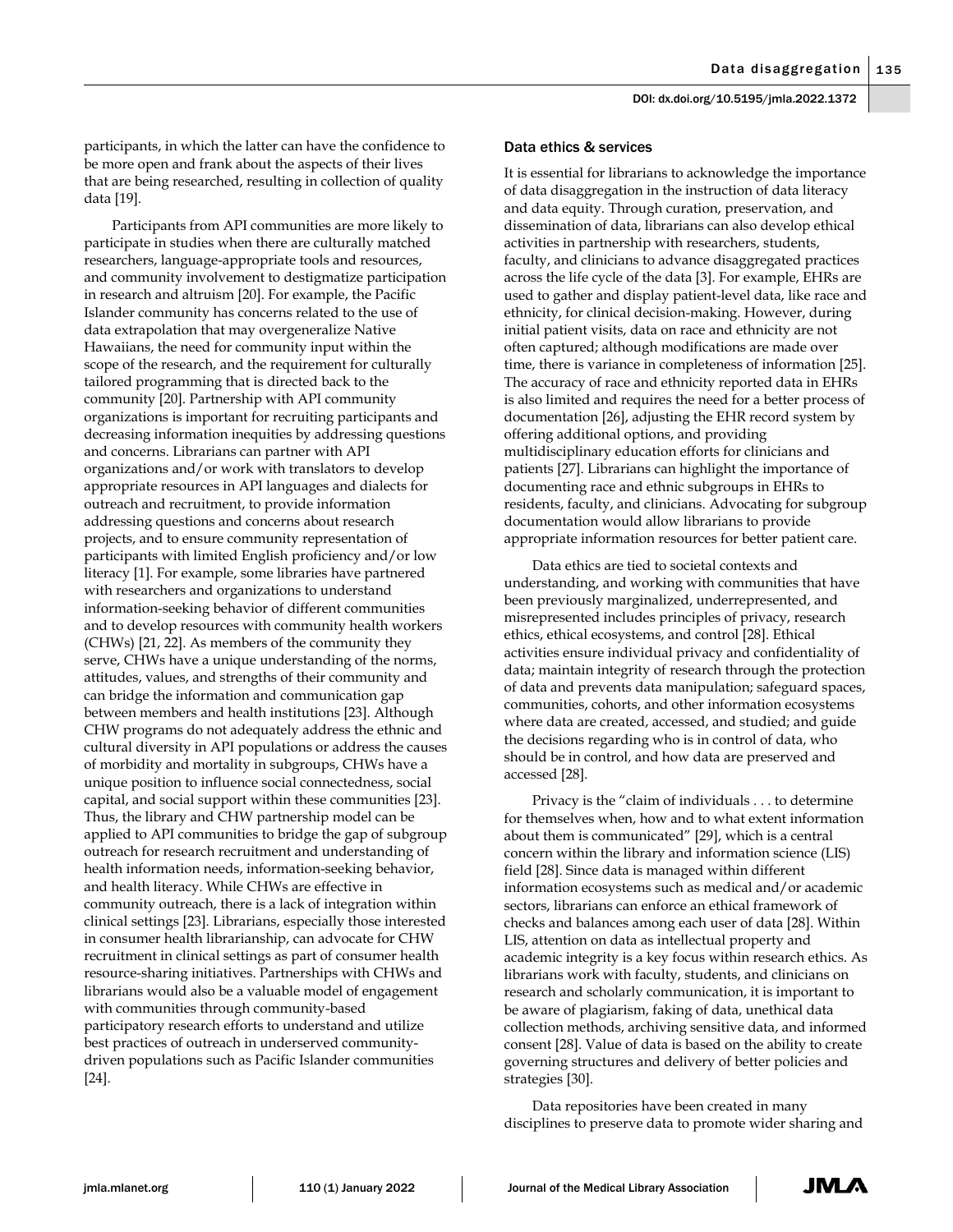participants, in which the latter can have the confidence to be more open and frank about the aspects of their lives that are being researched, resulting in collection of quality data [19].

Participants from API communities are more likely to participate in studies when there are culturally matched researchers, language-appropriate tools and resources, and community involvement to destigmatize participation in research and altruism [20]. For example, the Pacific Islander community has concerns related to the use of data extrapolation that may overgeneralize Native Hawaiians, the need for community input within the scope of the research, and the requirement for culturally tailored programming that is directed back to the community [20]. Partnership with API community organizations is important for recruiting participants and decreasing information inequities by addressing questions and concerns. Librarians can partner with API organizations and/or work with translators to develop appropriate resources in API languages and dialects for outreach and recruitment, to provide information addressing questions and concerns about research projects, and to ensure community representation of participants with limited English proficiency and/or low literacy [1]. For example, some libraries have partnered with researchers and organizations to understand information-seeking behavior of different communities and to develop resources with community health workers (CHWs) [21, 22]. As members of the community they serve, CHWs have a unique understanding of the norms, attitudes, values, and strengths of their community and can bridge the information and communication gap between members and health institutions [23]. Although CHW programs do not adequately address the ethnic and cultural diversity in API populations or address the causes of morbidity and mortality in subgroups, CHWs have a unique position to influence social connectedness, social capital, and social support within these communities [23]. Thus, the library and CHW partnership model can be applied to API communities to bridge the gap of subgroup outreach for research recruitment and understanding of health information needs, information-seeking behavior, and health literacy. While CHWs are effective in community outreach, there is a lack of integration within clinical settings [23]. Librarians, especially those interested in consumer health librarianship, can advocate for CHW recruitment in clinical settings as part of consumer health resource-sharing initiatives. Partnerships with CHWs and librarians would also be a valuable model of engagement with communities through community-based participatory research efforts to understand and utilize best practices of outreach in underserved community-driven populations such as Pacific Islander communities [24].

### Data ethics & services

It is essential for librarians to acknowledge the importance of data disaggregation in the instruction of data literacy and data equity. Through curation, preservation, and dissemination of data, librarians can also develop ethical activities in partnership with researchers, students, faculty, and clinicians to advance disaggregated practices across the life cycle of the data [3]. For example, EHRs are used to gather and display patient-level data, like race and ethnicity, for clinical decision-making. However, during initial patient visits, data on race and ethnicity are not often captured; although modifications are made over time, there is variance in completeness of information [25]. The accuracy of race and ethnicity reported data in EHRs is also limited and requires the need for a better process of documentation [26], adjusting the EHR record system by offering additional options, and providing multidisciplinary education efforts for clinicians and patients [27]. Librarians can highlight the importance of documenting race and ethnic subgroups in EHRs to residents, faculty, and clinicians. Advocating for subgroup documentation would allow librarians to provide appropriate information resources for better patient care.

Data ethics are tied to societal contexts and understanding, and working with communities that have been previously marginalized, underrepresented, and misrepresented includes principles of privacy, research ethics, ethical ecosystems, and control [28]. Ethical activities ensure individual privacy and confidentiality of data; maintain integrity of research through the protection of data and prevents data manipulation; safeguard spaces, communities, cohorts, and other information ecosystems where data are created, accessed, and studied; and guide the decisions regarding who is in control of data, who should be in control, and how data are preserved and accessed [28].

Privacy is the "claim of individuals . . . to determine for themselves when, how and to what extent information about them is communicated" [29], which is a central concern within the library and information science (LIS) field [28]. Since data is managed within different information ecosystems such as medical and/or academic sectors, librarians can enforce an ethical framework of checks and balances among each user of data [28]. Within LIS, attention on data as intellectual property and academic integrity is a key focus within research ethics. As librarians work with faculty, students, and clinicians on research and scholarly communication, it is important to be aware of plagiarism, faking of data, unethical data collection methods, archiving sensitive data, and informed consent [28]. Value of data is based on the ability to create governing structures and delivery of better policies and strategies [30].

Data repositories have been created in many disciplines to preserve data to promote wider sharing and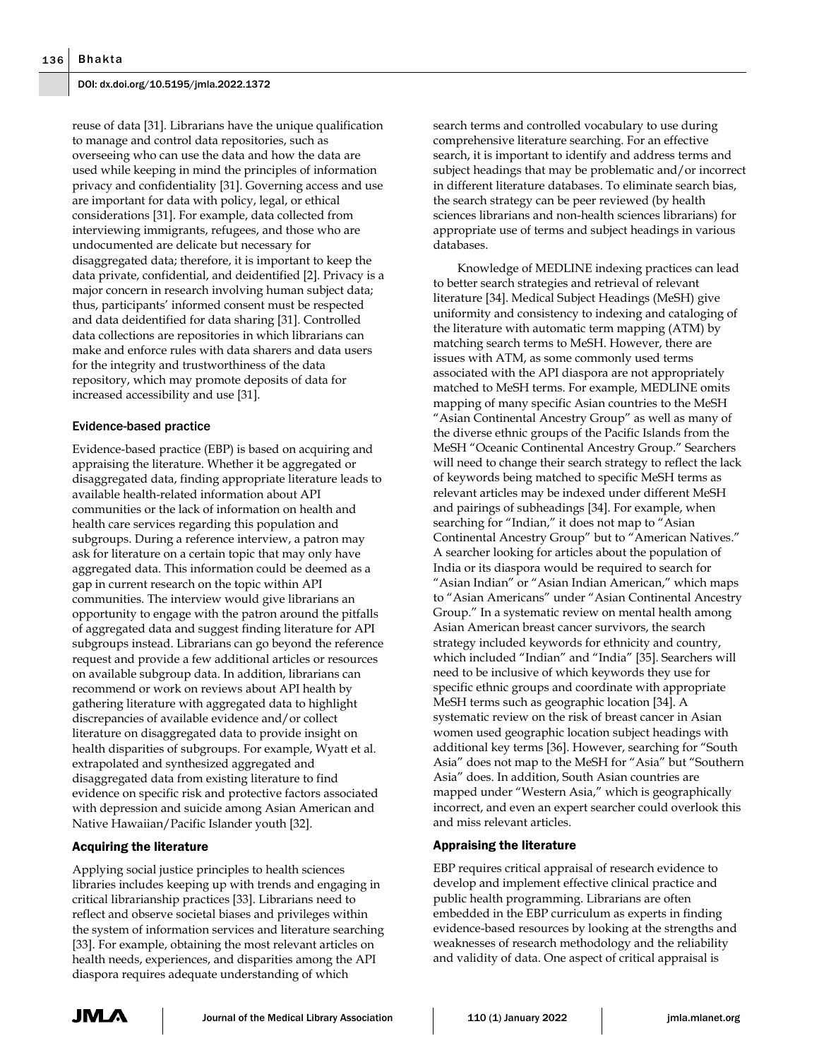reuse of data [31]. Librarians have the unique qualification to manage and control data repositories, such as overseeing who can use the data and how the data are used while keeping in mind the principles of information privacy and confidentiality [31]. Governing access and use are important for data with policy, legal, or ethical considerations [31]. For example, data collected from interviewing immigrants, refugees, and those who are undocumented are delicate but necessary for disaggregated data; therefore, it is important to keep the data private, confidential, and deidentified [2]. Privacy is a major concern in research involving human subject data; thus, participants' informed consent must be respected and data deidentified for data sharing [31]. Controlled data collections are repositories in which librarians can make and enforce rules with data sharers and data users for the integrity and trustworthiness of the data repository, which may promote deposits of data for increased accessibility and use [31].

### Evidence-based practice

Evidence-based practice (EBP) is based on acquiring and appraising the literature. Whether it be aggregated or disaggregated data, finding appropriate literature leads to available health-related information about API communities or the lack of information on health and health care services regarding this population and subgroups. During a reference interview, a patron may ask for literature on a certain topic that may only have aggregated data. This information could be deemed as a gap in current research on the topic within API communities. The interview would give librarians an opportunity to engage with the patron around the pitfalls of aggregated data and suggest finding literature for API subgroups instead. Librarians can go beyond the reference request and provide a few additional articles or resources on available subgroup data. In addition, librarians can recommend or work on reviews about API health by gathering literature with aggregated data to highlight discrepancies of available evidence and/or collect literature on disaggregated data to provide insight on health disparities of subgroups. For example, Wyatt et al. extrapolated and synthesized aggregated and disaggregated data from existing literature to find evidence on specific risk and protective factors associated with depression and suicide among Asian American and Native Hawaiian/Pacific Islander youth [32].

### Acquiring the literature

Applying social justice principles to health sciences libraries includes keeping up with trends and engaging in critical librarianship practices [33]. Librarians need to reflect and observe societal biases and privileges within the system of information services and literature searching [33]. For example, obtaining the most relevant articles on health needs, experiences, and disparities among the API diaspora requires adequate understanding of which search terms and controlled vocabulary to use during comprehensive literature searching. For an effective search, it is important to identify and address terms and subject headings that may be problematic and/or incorrect in different literature databases. To eliminate search bias, the search strategy can be peer reviewed (by health sciences librarians and non-health sciences librarians) for appropriate use of terms and subject headings in various databases.

Knowledge of MEDLINE indexing practices can lead to better search strategies and retrieval of relevant literature [34]. Medical Subject Headings (MeSH) give uniformity and consistency to indexing and cataloging of the literature with automatic term mapping (ATM) by matching search terms to MeSH. However, there are issues with ATM, as some commonly used terms associated with the API diaspora are not appropriately matched to MeSH terms. For example, MEDLINE omits mapping of many specific Asian countries to the MeSH "Asian Continental Ancestry Group" as well as many of the diverse ethnic groups of the Pacific Islands from the MeSH "Oceanic Continental Ancestry Group." Searchers will need to change their search strategy to reflect the lack of keywords being matched to specific MeSH terms as relevant articles may be indexed under different MeSH and pairings of subheadings [34]. For example, when searching for "Indian," it does not map to "Asian Continental Ancestry Group" but to "American Natives." A searcher looking for articles about the population of India or its diaspora would be required to search for "Asian Indian" or "Asian Indian American," which maps to "Asian Americans" under "Asian Continental Ancestry Group." In a systematic review on mental health among Asian American breast cancer survivors, the search strategy included keywords for ethnicity and country, which included "Indian" and "India" [35]. Searchers will need to be inclusive of which keywords they use for specific ethnic groups and coordinate with appropriate MeSH terms such as geographic location [34]. A systematic review on the risk of breast cancer in Asian women used geographic location subject headings with additional key terms [36]. However, searching for "South Asia" does not map to the MeSH for "Asia" but "Southern Asia" does. In addition, South Asian countries are mapped under "Western Asia," which is geographically incorrect, and even an expert searcher could overlook this and miss relevant articles.

### Appraising the literature

EBP requires critical appraisal of research evidence to develop and implement effective clinical practice and public health programming. Librarians are often embedded in the EBP curriculum as experts in finding evidence-based resources by looking at the strengths and weaknesses of research methodology and the reliability and validity of data. One aspect of critical appraisal is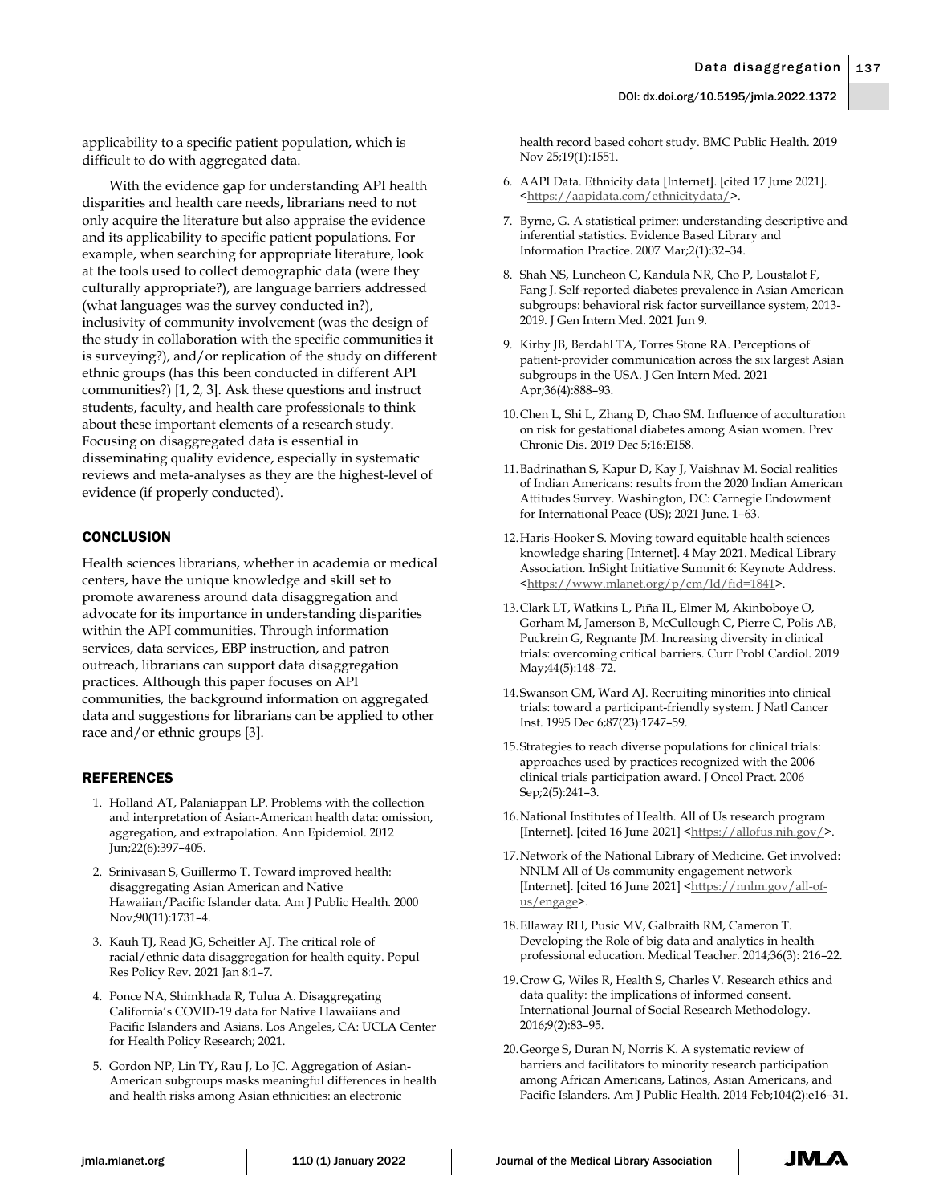applicability to a specific patient population, which is difficult to do with aggregated data.

With the evidence gap for understanding API health disparities and health care needs, librarians need to not only acquire the literature but also appraise the evidence and its applicability to specific patient populations. For example, when searching for appropriate literature, look at the tools used to collect demographic data (were they culturally appropriate?), are language barriers addressed (what languages was the survey conducted in?), inclusivity of community involvement (was the design of the study in collaboration with the specific communities it is surveying?), and/or replication of the study on different ethnic groups (has this been conducted in different API communities?) [1, 2, 3]. Ask these questions and instruct students, faculty, and health care professionals to think about these important elements of a research study. Focusing on disaggregated data is essential in disseminating quality evidence, especially in systematic reviews and meta-analyses as they are the highest-level of evidence (if properly conducted).

## CONCLUSION

Health sciences librarians, whether in academia or medical centers, have the unique knowledge and skill set to promote awareness around data disaggregation and advocate for its importance in understanding disparities within the API communities. Through information services, data services, EBP instruction, and patron outreach, librarians can support data disaggregation practices. Although this paper focuses on API communities, the background information on aggregated data and suggestions for librarians can be applied to other race and/or ethnic groups [3].

## REFERENCES

1. Holland AT, Palaniappan LP. Problems with the collection and interpretation of Asian-American health data: omission, aggregation, and extrapolation. Ann Epidemiol. 2012 Jun;22(6):397–405.
2. Srinivasan S, Guillermo T. Toward improved health: disaggregating Asian American and Native Hawaiian/Pacific Islander data. Am J Public Health. 2000 Nov;90(11):1731–4.
3. Kauh TJ, Read JG, Scheitler AJ. The critical role of racial/ethnic data disaggregation for health equity. Popul Res Policy Rev. 2021 Jan 8:1–7.
4. Ponce NA, Shimkhada R, Tulua A. Disaggregating California's COVID-19 data for Native Hawaiians and Pacific Islanders and Asians. Los Angeles, CA: UCLA Center for Health Policy Research; 2021.
5. Gordon NP, Lin TY, Rau J, Lo JC. Aggregation of Asian-American subgroups masks meaningful differences in health and health risks among Asian ethnicities: an electronic health record based cohort study. BMC Public Health. 2019 Nov 25;19(1):1551.
6. AAPI Data. Ethnicity data [Internet]. [cited 17 June 2021]. <https://aapidata.com/ethnicitydata/>.
7. Byrne, G. A statistical primer: understanding descriptive and inferential statistics. Evidence Based Library and Information Practice. 2007 Mar;2(1):32–34.
8. Shah NS, Luncheon C, Kandula NR, Cho P, Loustalot F, Fang J. Self-reported diabetes prevalence in Asian American subgroups: behavioral risk factor surveillance system, 2013-2019. J Gen Intern Med. 2021 Jun 9.
9. Kirby JB, Berdahl TA, Torres Stone RA. Perceptions of patient-provider communication across the six largest Asian subgroups in the USA. J Gen Intern Med. 2021 Apr;36(4):888–93.
10. Chen L, Shi L, Zhang D, Chao SM. Influence of acculturation on risk for gestational diabetes among Asian women. Prev Chronic Dis. 2019 Dec 5;16:E158.
11. Badrinathan S, Kapur D, Kay J, Vaishnav M. Social realities of Indian Americans: results from the 2020 Indian American Attitudes Survey. Washington, DC: Carnegie Endowment for International Peace (US); 2021 June. 1–63.
12. Haris-Hooker S. Moving toward equitable health sciences knowledge sharing [Internet]. 4 May 2021. Medical Library Association. InSight Initiative Summit 6: Keynote Address. <https://www.mlanet.org/p/cm/ld/fid=1841>.
13. Clark LT, Watkins L, Piña IL, Elmer M, Akinboboye O, Gorham M, Jamerson B, McCullough C, Pierre C, Polis AB, Puckrein G, Regnante JM. Increasing diversity in clinical trials: overcoming critical barriers. Curr Probl Cardiol. 2019 May;44(5):148–72.
14. Swanson GM, Ward AJ. Recruiting minorities into clinical trials: toward a participant-friendly system. J Natl Cancer Inst. 1995 Dec 6;87(23):1747–59.
15. Strategies to reach diverse populations for clinical trials: approaches used by practices recognized with the 2006 clinical trials participation award. J Oncol Pract. 2006 Sep;2(5):241–3.
16. National Institutes of Health. All of Us research program [Internet]. [cited 16 June 2021] <https://allofus.nih.gov/>.
17. Network of the National Library of Medicine. Get involved: NNLM All of Us community engagement network [Internet]. [cited 16 June 2021] <https://nnlm.gov/all-of-us/engage>.
18. Ellaway RH, Pusic MV, Galbraith RM, Cameron T. Developing the Role of big data and analytics in health professional education. Medical Teacher. 2014;36(3): 216–22.
19. Crow G, Wiles R, Health S, Charles V. Research ethics and data quality: the implications of informed consent. International Journal of Social Research Methodology. 2016;9(2):83–95.
20. George S, Duran N, Norris K. A systematic review of barriers and facilitators to minority research participation among African Americans, Latinos, Asian Americans, and Pacific Islanders. Am J Public Health. 2014 Feb;104(2):e16–31.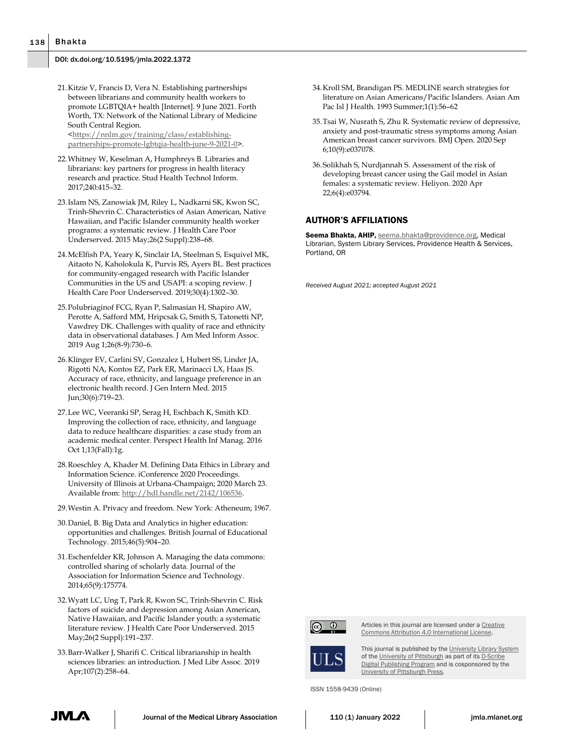21. Kitzie V, Francis D, Vera N. Establishing partnerships between librarians and community health workers to promote LGBTQIA+ health [Internet]. 9 June 2021. Forth Worth, TX: Network of the National Library of Medicine South Central Region. <https://nnlm.gov/training/class/establishing-partnerships-promote-lgbtqia-health-june-9-2021-0>.

22. Whitney W, Keselman A, Humphreys B. Libraries and librarians: key partners for progress in health literacy research and practice. Stud Health Technol Inform. 2017;240:415–32.

23. Islam NS, Zanowiak JM, Riley L, Nadkarni SK, Kwon SC, Trinh-Shevrin C. Characteristics of Asian American, Native Hawaiian, and Pacific Islander community health worker programs: a systematic review. J Health Care Poor Underserved. 2015 May;26(2 Suppl):238–68.

24. McElfish PA, Yeary K, Sinclair IA, Steelman S, Esquivel MK, Aitaoto N, Kaholokula K, Purvis RS, Ayers BL. Best practices for community-engaged research with Pacific Islander Communities in the US and USAPI: a scoping review. J Health Care Poor Underserved. 2019;30(4):1302–30.

25. Polubriaginof FCG, Ryan P, Salmasian H, Shapiro AW, Perotte A, Safford MM, Hripcsak G, Smith S, Tatonetti NP, Vawdrey DK. Challenges with quality of race and ethnicity data in observational databases. J Am Med Inform Assoc. 2019 Aug 1;26(8-9):730–6.

26. Klinger EV, Carlini SV, Gonzalez I, Hubert SS, Linder JA, Rigotti NA, Kontos EZ, Park ER, Marinacci LX, Haas JS. Accuracy of race, ethnicity, and language preference in an electronic health record. J Gen Intern Med. 2015 Jun;30(6):719–23.

27. Lee WC, Veeranki SP, Serag H, Eschbach K, Smith KD. Improving the collection of race, ethnicity, and language data to reduce healthcare disparities: a case study from an academic medical center. Perspect Health Inf Manag. 2016 Oct 1;13(Fall):1g.

28. Roeschley A, Khader M. Defining Data Ethics in Library and Information Science. iConference 2020 Proceedings. University of Illinois at Urbana-Champaign; 2020 March 23. Available from: http://hdl.handle.net/2142/106536.

29. Westin A. Privacy and freedom. New York: Atheneum; 1967.

30. Daniel, B. Big Data and Analytics in higher education: opportunities and challenges. British Journal of Educational Technology. 2015;46(5):904–20.

31. Eschenfelder KR, Johnson A. Managing the data commons: controlled sharing of scholarly data. Journal of the Association for Information Science and Technology. 2014;65(9):175774.

32. Wyatt LC, Ung T, Park R, Kwon SC, Trinh-Shevrin C. Risk factors of suicide and depression among Asian American, Native Hawaiian, and Pacific Islander youth: a systematic literature review. J Health Care Poor Underserved. 2015 May;26(2 Suppl):191–237.

33. Barr-Walker J, Sharifi C. Critical librarianship in health sciences libraries: an introduction. J Med Libr Assoc. 2019 Apr;107(2):258–64.

34. Kroll SM, Brandigan PS. MEDLINE search strategies for literature on Asian Americans/Pacific Islanders. Asian Am Pac Isl J Health. 1993 Summer;1(1):56–62

35. Tsai W, Nusrath S, Zhu R. Systematic review of depressive, anxiety and post-traumatic stress symptoms among Asian American breast cancer survivors. BMJ Open. 2020 Sep 6;10(9):e037078.

36. Solikhah S, Nurdjannah S. Assessment of the risk of developing breast cancer using the Gail model in Asian females: a systematic review. Heliyon. 2020 Apr 22;6(4):e03794.

## AUTHOR'S AFFILIATIONS

**Seema Bhakta, AHIP,** seema.bhakta@providence.org, Medical Librarian, System Library Services, Providence Health & Services, Portland, OR

*Received August 2021; accepted August 2021*

Articles in this journal are licensed under a Creative Commons Attribution 4.0 International License.

This journal is published by the University Library System of the University of Pittsburgh as part of its D-Scribe Digital Publishing Program and is cosponsored by the University of Pittsburgh Press.

ISSN 1558-9439 (Online)